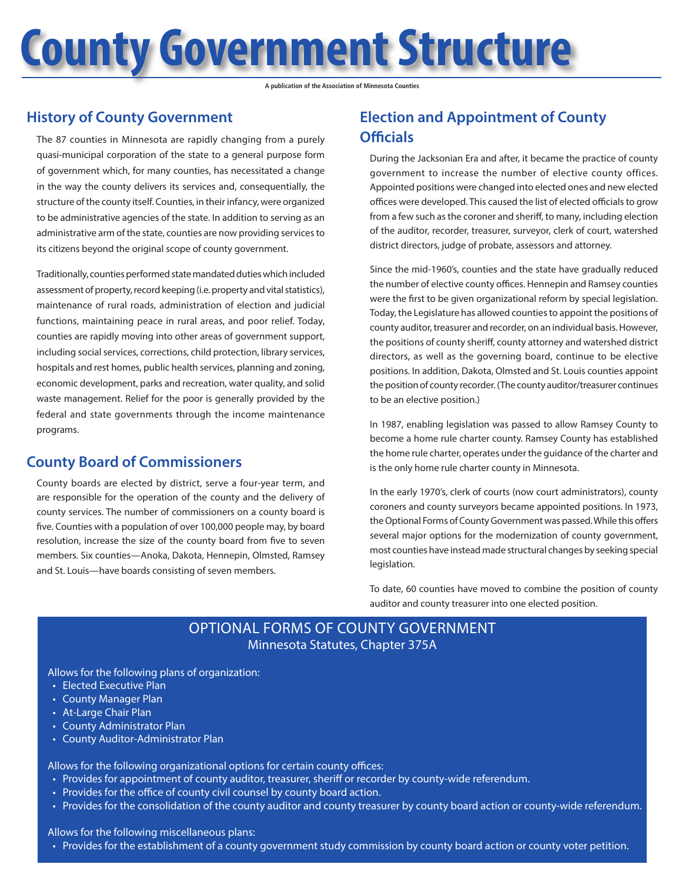# County Government Structure

A publication of the Association of Minnesota Counties

## History of County Government

The 87 counties in Minnesota are rapidly changing from a purely quasi-municipal corporation of the state to a general purpose form of government which, for many counties, has necessitated a change in the way the county delivers its services and, consequentially, the structure of the county itself. Counties, in their infancy, were organized to be administrative agencies of the state. In addition to serving as an administrative arm of the state, counties are now providing services to its citizens beyond the original scope of county government.

Traditionally, counties performed state mandated duties which included assessment of property, record keeping (i.e. property and vital statistics), maintenance of rural roads, administration of election and judicial functions, maintaining peace in rural areas, and poor relief. Today, counties are rapidly moving into other areas of government support, including social services, corrections, child protection, library services, hospitals and rest homes, public health services, planning and zoning, economic development, parks and recreation, water quality, and solid waste management. Relief for the poor is generally provided by the federal and state governments through the income maintenance programs.

## County Board of Commissioners

County boards are elected by district, serve a four-year term, and are responsible for the operation of the county and the delivery of county services. The number of commissioners on a county board is five. Counties with a population of over 100,000 people may, by board resolution, increase the size of the county board from five to seven members. Six counties—Anoka, Dakota, Hennepin, Olmsted, Ramsey and St. Louis—have boards consisting of seven members.

## Election and Appointment of County Officials

During the Jacksonian Era and after, it became the practice of county government to increase the number of elective county offices. Appointed positions were changed into elected ones and new elected offices were developed. This caused the list of elected officials to grow from a few such as the coroner and sheriff, to many, including election of the auditor, recorder, treasurer, surveyor, clerk of court, watershed district directors, judge of probate, assessors and attorney.

Since the mid-1960's, counties and the state have gradually reduced the number of elective county offices. Hennepin and Ramsey counties were the first to be given organizational reform by special legislation. Today, the Legislature has allowed counties to appoint the positions of county auditor, treasurer and recorder, on an individual basis. However, the positions of county sheriff, county attorney and watershed district directors, as well as the governing board, continue to be elective positions. In addition, Dakota, Olmsted and St. Louis counties appoint the position of county recorder. (The county auditor/treasurer continues to be an elective position.)

In 1987, enabling legislation was passed to allow Ramsey County to become a home rule charter county. Ramsey County has established the home rule charter, operates under the guidance of the charter and is the only home rule charter county in Minnesota.

In the early 1970's, clerk of courts (now court administrators), county coroners and county surveyors became appointed positions. In 1973, the Optional Forms of County Government was passed. While this offers several major options for the modernization of county government, most counties have instead made structural changes by seeking special legislation.

To date, 60 counties have moved to combine the position of county auditor and county treasurer into one elected position.

## OPTIONAL FORMS OF COUNTY GOVERNMENT

Minnesota Statutes, Chapter 375A

Allows for the following plans of organization:

- Elected Executive Plan
- County Manager Plan
- At-Large Chair Plan
- County Administrator Plan
- County Auditor-Administrator Plan

Allows for the following organizational options for certain county offices:

- Provides for appointment of county auditor, treasurer, sheriff or recorder by county-wide referendum.
- Provides for the office of county civil counsel by county board action.
- Provides for the consolidation of the county auditor and county treasurer by county board action or county-wide referendum.

Allows for the following miscellaneous plans:

- Provides for the establishment of a county government study commission by county board action or county voter petition.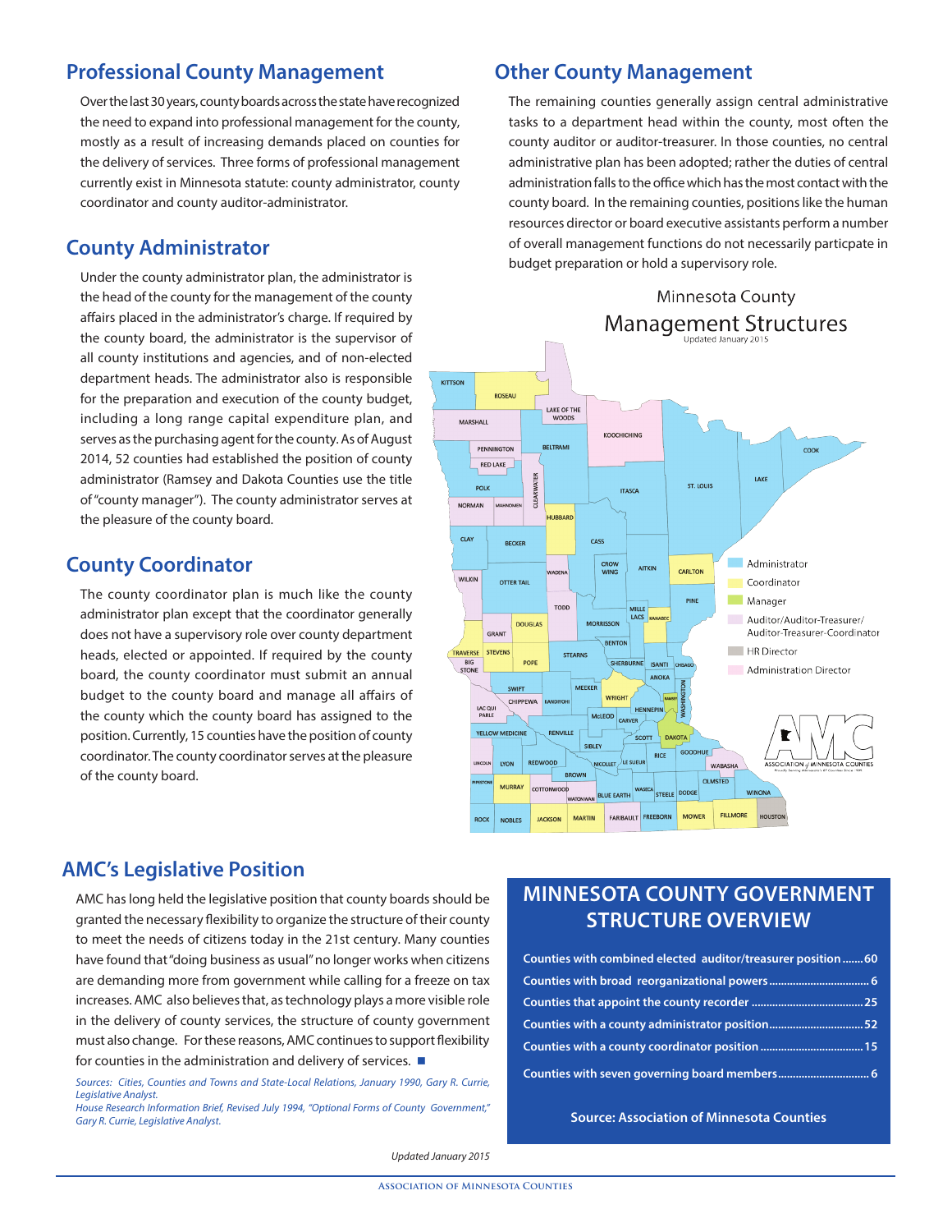## Professional County Management

Over the last 30 years, county boards across the state have recognized the need to expand into professional management for the county, mostly as a result of increasing demands placed on counties for the delivery of services. Three forms of professional management currently exist in Minnesota statute: county administrator, county coordinator and county auditor-administrator.

## County Administrator

Under the county administrator plan, the administrator is the head of the county for the management of the county affairs placed in the administrator's charge. If required by the county board, the administrator is the supervisor of all county institutions and agencies, and of non-elected department heads. The administrator also is responsible for the preparation and execution of the county budget, including a long range capital expenditure plan, and serves as the purchasing agent for the county. As of August 2014, 52 counties had established the position of county administrator (Ramsey and Dakota Counties use the title of "county manager"). The county administrator serves at the pleasure of the county board.

## County Coordinator

The county coordinator plan is much like the county administrator plan except that the coordinator generally does not have a supervisory role over county department heads, elected or appointed. If required by the county board, the county coordinator must submit an annual budget to the county board and manage all affairs of the county which the county board has assigned to the position. Currently, 15 counties have the position of county coordinator. The county coordinator serves at the pleasure of the county board.

## Other County Management

The remaining counties generally assign central administrative tasks to a department head within the county, most often the county auditor or auditor-treasurer. In those counties, no central administrative plan has been adopted; rather the duties of central administration falls to the office which has the most contact with the county board. In the remaining counties, positions like the human resources director or board executive assistants perform a number of overall management functions do not necessarily particpate in budget preparation or hold a supervisory role.

Minnesota County
Management Structures
Updated January 2015

Administrator
Coordinator
Manager
Auditor/Auditor-Treasurer/ Auditor-Treasurer-Coordinator
HR Director
Administration Director

KITTSON, ROSEAU, LAKE OF THE WOODS, MARSHALL, KOOCHICHING, PENNINGTON, RED LAKE, BELTRAMI, COOK, POLK, CLEARWATER, ITASCA, ST. LOUIS, LAKE, NORMAN, MAHNOMEN, HUBBARD, CLAY, BECKER, CASS, CROW WING, AITKIN, CARLTON, WADENA, WILKIN, OTTER TAIL, PINE, TODD, MILLE LACS, KANABEC, MORRISON, DOUGLAS, GRANT, BENTON, TRAVERSE, STEVENS, POPE, STEARNS, SHERBURNE, ISANTI, CHISAGO, BIG STONE, ANOKA, SWIFT, MEEKER, WASHINGTON, CHIPPEWA, KANDIYOHI, WRIGHT, RAMSEY, LAC QUI PARLE, HENNEPIN, McLEOD, CARVER, YELLOW MEDICINE, RENVILLE, SCOTT, DAKOTA, SIBLEY, GOODHUE, RICE, LINCOLN, LYON, REDWOOD, NICOLLET, LE SUEUR, WABASHA, BROWN, PIPESTONE, MURRAY, COTTONWOOD, WATONWAN, BLUE EARTH, WASECA, STEELE, DODGE, OLMSTED, WINONA, ROCK, NOBLES, JACKSON, MARTIN, FARIBAULT, FREEBORN, MOWER, FILLMORE, HOUSTON

AMC ASSOCIATION of MINNESOTA COUNTIES

## AMC's Legislative Position

AMC has long held the legislative position that county boards should be granted the necessary flexibility to organize the structure of their county to meet the needs of citizens today in the 21st century. Many counties have found that "doing business as usual" no longer works when citizens are demanding more from government while calling for a freeze on tax increases. AMC also believes that, as technology plays a more visible role in the delivery of county services, the structure of county government must also change. For these reasons, AMC continues to support flexibility for counties in the administration and delivery of services. ■

*Sources: Cities, Counties and Towns and State-Local Relations, January 1990, Gary R. Currie, Legislative Analyst.*
*House Research Information Brief, Revised July 1994, "Optional Forms of County Government," Gary R. Currie, Legislative Analyst.*

## MINNESOTA COUNTY GOVERNMENT STRUCTURE OVERVIEW

| | |
|---|---|
| Counties with combined elected auditor/treasurer position | 60 |
| Counties with broad reorganizational powers | 6 |
| Counties that appoint the county recorder | 25 |
| Counties with a county administrator position | 52 |
| Counties with a county coordinator position | 15 |
| Counties with seven governing board members | 6 |

**Source: Association of Minnesota Counties**

*Updated January 2015*